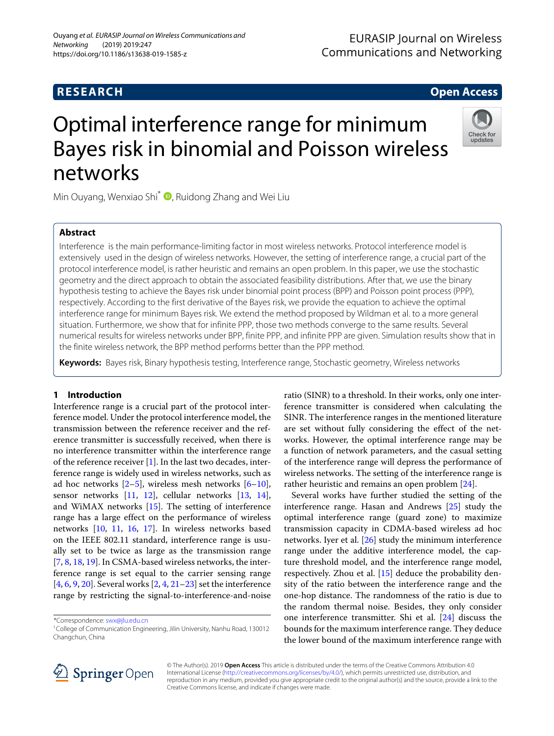RESEARCH

Open Access

# Optimal interference range for minimum Bayes risk in binomial and Poisson wireless networks

Min Ouyang, Wenxiao Shi*, Ruidong Zhang and Wei Liu

## Abstract

Interference is the main performance-limiting factor in most wireless networks. Protocol interference model is extensively used in the design of wireless networks. However, the setting of interference range, a crucial part of the protocol interference model, is rather heuristic and remains an open problem. In this paper, we use the stochastic geometry and the direct approach to obtain the associated feasibility distributions. After that, we use the binary hypothesis testing to achieve the Bayes risk under binomial point process (BPP) and Poisson point process (PPP), respectively. According to the first derivative of the Bayes risk, we provide the equation to achieve the optimal interference range for minimum Bayes risk. We extend the method proposed by Wildman et al. to a more general situation. Furthermore, we show that for infinite PPP, those two methods converge to the same results. Several numerical results for wireless networks under BPP, finite PPP, and infinite PPP are given. Simulation results show that in the finite wireless network, the BPP method performs better than the PPP method.

**Keywords:** Bayes risk, Binary hypothesis testing, Interference range, Stochastic geometry, Wireless networks

## 1 Introduction

Interference range is a crucial part of the protocol interference model. Under the protocol interference model, the transmission between the reference receiver and the reference transmitter is successfully received, when there is no interference transmitter within the interference range of the reference receiver [1]. In the last two decades, interference range is widely used in wireless networks, such as ad hoc networks [2–5], wireless mesh networks [6–10], sensor networks [11, 12], cellular networks [13, 14], and WiMAX networks [15]. The setting of interference range has a large effect on the performance of wireless networks [10, 11, 16, 17]. In wireless networks based on the IEEE 802.11 standard, interference range is usually set to be twice as large as the transmission range [7, 8, 18, 19]. In CSMA-based wireless networks, the interference range is set equal to the carrier sensing range [4, 6, 9, 20]. Several works [2, 4, 21–23] set the interference range by restricting the signal-to-interference-and-noise ratio (SINR) to a threshold. In their works, only one interference transmitter is considered when calculating the SINR. The interference ranges in the mentioned literature are set without fully considering the effect of the networks. However, the optimal interference range may be a function of network parameters, and the casual setting of the interference range will depress the performance of wireless networks. The setting of the interference range is rather heuristic and remains an open problem [24].

Several works have further studied the setting of the interference range. Hasan and Andrews [25] study the optimal interference range (guard zone) to maximize transmission capacity in CDMA-based wireless ad hoc networks. Iyer et al. [26] study the minimum interference range under the additive interference model, the capture threshold model, and the interference range model, respectively. Zhou et al. [15] deduce the probability density of the ratio between the interference range and the one-hop distance. The randomness of the ratio is due to the random thermal noise. Besides, they only consider one interference transmitter. Shi et al. [24] discuss the bounds for the maximum interference range. They deduce the lower bound of the maximum interference range with

*Correspondence: swx@jlu.edu.cn
[1]College of Communication Engineering, Jilin University, Nanhu Road, 130012 Changchun, China

© The Author(s). 2019 **Open Access** This article is distributed under the terms of the Creative Commons Attribution 4.0 International License (http://creativecommons.org/licenses/by/4.0/), which permits unrestricted use, distribution, and reproduction in any medium, provided you give appropriate credit to the original author(s) and the source, provide a link to the Creative Commons license, and indicate if changes were made.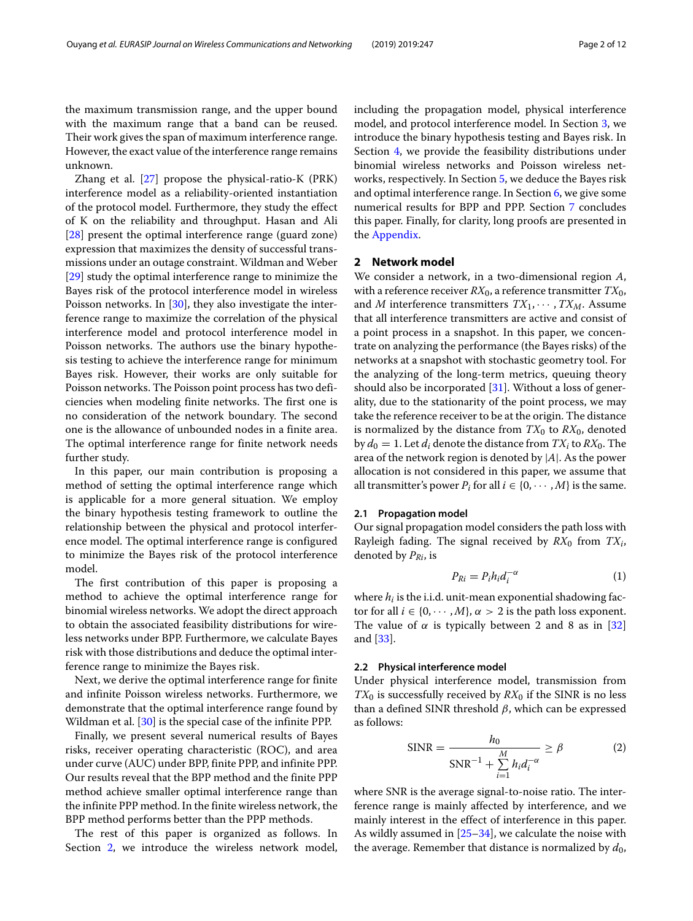the maximum transmission range, and the upper bound with the maximum range that a band can be reused. Their work gives the span of maximum interference range. However, the exact value of the interference range remains unknown.

Zhang et al. [27] propose the physical-ratio-K (PRK) interference model as a reliability-oriented instantiation of the protocol model. Furthermore, they study the effect of K on the reliability and throughput. Hasan and Ali [28] present the optimal interference range (guard zone) expression that maximizes the density of successful transmissions under an outage constraint. Wildman and Weber [29] study the optimal interference range to minimize the Bayes risk of the protocol interference model in wireless Poisson networks. In [30], they also investigate the interference range to maximize the correlation of the physical interference model and protocol interference model in Poisson networks. The authors use the binary hypothesis testing to achieve the interference range for minimum Bayes risk. However, their works are only suitable for Poisson networks. The Poisson point process has two deficiencies when modeling finite networks. The first one is no consideration of the network boundary. The second one is the allowance of unbounded nodes in a finite area. The optimal interference range for finite network needs further study.

In this paper, our main contribution is proposing a method of setting the optimal interference range which is applicable for a more general situation. We employ the binary hypothesis testing framework to outline the relationship between the physical and protocol interference model. The optimal interference range is configured to minimize the Bayes risk of the protocol interference model.

The first contribution of this paper is proposing a method to achieve the optimal interference range for binomial wireless networks. We adopt the direct approach to obtain the associated feasibility distributions for wireless networks under BPP. Furthermore, we calculate Bayes risk with those distributions and deduce the optimal interference range to minimize the Bayes risk.

Next, we derive the optimal interference range for finite and infinite Poisson wireless networks. Furthermore, we demonstrate that the optimal interference range found by Wildman et al. [30] is the special case of the infinite PPP.

Finally, we present several numerical results of Bayes risks, receiver operating characteristic (ROC), and area under curve (AUC) under BPP, finite PPP, and infinite PPP. Our results reveal that the BPP method and the finite PPP method achieve smaller optimal interference range than the infinite PPP method. In the finite wireless network, the BPP method performs better than the PPP methods.

The rest of this paper is organized as follows. In Section 2, we introduce the wireless network model, including the propagation model, physical interference model, and protocol interference model. In Section 3, we introduce the binary hypothesis testing and Bayes risk. In Section 4, we provide the feasibility distributions under binomial wireless networks and Poisson wireless networks, respectively. In Section 5, we deduce the Bayes risk and optimal interference range. In Section 6, we give some numerical results for BPP and PPP. Section 7 concludes this paper. Finally, for clarity, long proofs are presented in the Appendix.

## 2 Network model

We consider a network, in a two-dimensional region $A$, with a reference receiver $RX_0$, a reference transmitter $TX_0$, and $M$ interference transmitters $TX_1, \cdots, TX_M$. Assume that all interference transmitters are active and consist of a point process in a snapshot. In this paper, we concentrate on analyzing the performance (the Bayes risks) of the networks at a snapshot with stochastic geometry tool. For the analyzing of the long-term metrics, queuing theory should also be incorporated [31]. Without a loss of generality, due to the stationarity of the point process, we may take the reference receiver to be at the origin. The distance is normalized by the distance from $TX_0$ to $RX_0$, denoted by $d_0 = 1$. Let $d_i$ denote the distance from $TX_i$ to $RX_0$. The area of the network region is denoted by $|A|$. As the power allocation is not considered in this paper, we assume that all transmitter's power $P_i$ for all $i \in \{0, \cdots, M\}$ is the same.

### 2.1 Propagation model

Our signal propagation model considers the path loss with Rayleigh fading. The signal received by $RX_0$ from $TX_i$, denoted by $P_{Ri}$, is

$$P_{Ri} = P_i h_i d_i^{-\alpha} \tag{1}$$

where $h_i$ is the i.i.d. unit-mean exponential shadowing factor for all $i \in \{0, \cdots, M\}$, $\alpha > 2$ is the path loss exponent. The value of $\alpha$ is typically between 2 and 8 as in [32] and [33].

### 2.2 Physical interference model

Under physical interference model, transmission from $TX_0$ is successfully received by $RX_0$ if the SINR is no less than a defined SINR threshold $\beta$, which can be expressed as follows:

$$\text{SINR} = \frac{h_0}{\text{SNR}^{-1} + \sum_{i=1}^{M} h_i d_i^{-\alpha}} \geq \beta \tag{2}$$

where SNR is the average signal-to-noise ratio. The interference range is mainly affected by interference, and we mainly interest in the effect of interference in this paper. As wildly assumed in [25–34], we calculate the noise with the average. Remember that distance is normalized by $d_0$,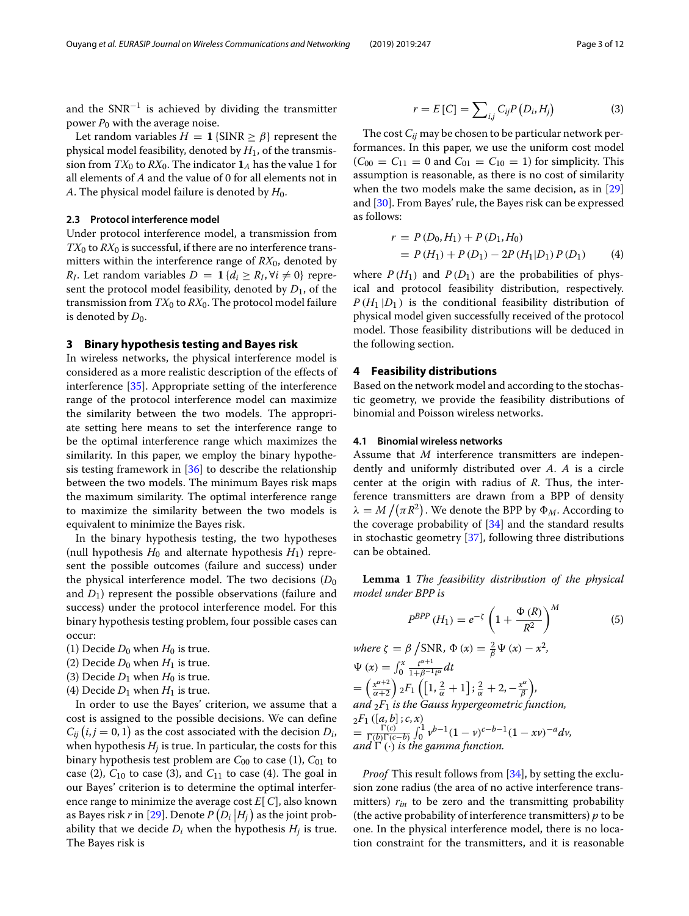and the $\mathrm{SNR}^{-1}$ is achieved by dividing the transmitter power $P_0$ with the average noise.

Let random variables $H = \mathbf{1}\{\mathrm{SINR} \geq \beta\}$ represent the physical model feasibility, denoted by $H_1$, of the transmission from $TX_0$ to $RX_0$. The indicator $\mathbf{1}_A$ has the value 1 for all elements of $A$ and the value of 0 for all elements not in $A$. The physical model failure is denoted by $H_0$.

### 2.3 Protocol interference model

Under protocol interference model, a transmission from $TX_0$ to $RX_0$ is successful, if there are no interference transmitters within the interference range of $RX_0$, denoted by $R_I$. Let random variables $D = \mathbf{1}\{d_i \geq R_I, \forall i \neq 0\}$ represent the protocol model feasibility, denoted by $D_1$, of the transmission from $TX_0$ to $RX_0$. The protocol model failure is denoted by $D_0$.

## 3 Binary hypothesis testing and Bayes risk

In wireless networks, the physical interference model is considered as a more realistic description of the effects of interference [35]. Appropriate setting of the interference range of the protocol interference model can maximize the similarity between the two models. The appropriate setting here means to set the interference range to be the optimal interference range which maximizes the similarity. In this paper, we employ the binary hypothesis testing framework in [36] to describe the relationship between the two models. The minimum Bayes risk maps the maximum similarity. The optimal interference range to maximize the similarity between the two models is equivalent to minimize the Bayes risk.

In the binary hypothesis testing, the two hypotheses (null hypothesis $H_0$ and alternate hypothesis $H_1$) represent the possible outcomes (failure and success) under the physical interference model. The two decisions ($D_0$ and $D_1$) represent the possible observations (failure and success) under the protocol interference model. For this binary hypothesis testing problem, four possible cases can occur:

(1) Decide $D_0$ when $H_0$ is true.
(2) Decide $D_0$ when $H_1$ is true.
(3) Decide $D_1$ when $H_0$ is true.
(4) Decide $D_1$ when $H_1$ is true.

In order to use the Bayes' criterion, we assume that a cost is assigned to the possible decisions. We can define $C_{ij}\ (i,j = 0, 1)$ as the cost associated with the decision $D_i$, when hypothesis $H_j$ is true. In particular, the costs for this binary hypothesis test problem are $C_{00}$ to case (1), $C_{01}$ to case (2), $C_{10}$ to case (3), and $C_{11}$ to case (4). The goal in our Bayes' criterion is to determine the optimal interference range to minimize the average cost $E[C]$, also known as Bayes risk $r$ in [29]. Denote $P(D_i | H_j)$ as the joint probability that we decide $D_i$ when the hypothesis $H_j$ is true. The Bayes risk is

$$r = E[C] = \sum_{i,j} C_{ij} P\left(D_i, H_j\right) \tag{3}$$

The cost $C_{ij}$ may be chosen to be particular network performances. In this paper, we use the uniform cost model ($C_{00} = C_{11} = 0$ and $C_{01} = C_{10} = 1$) for simplicity. This assumption is reasonable, as there is no cost of similarity when the two models make the same decision, as in [29] and [30]. From Bayes' rule, the Bayes risk can be expressed as follows:

$$\begin{aligned} r &= P\left(D_0, H_1\right) + P\left(D_1, H_0\right) \\ &= P\left(H_1\right) + P\left(D_1\right) - 2P\left(H_1 | D_1\right) P\left(D_1\right) \end{aligned} \tag{4}$$

where $P(H_1)$ and $P(D_1)$ are the probabilities of physical and protocol feasibility distribution, respectively. $P(H_1 | D_1)$ is the conditional feasibility distribution of physical model given successfully received of the protocol model. Those feasibility distributions will be deduced in the following section.

## 4 Feasibility distributions

Based on the network model and according to the stochastic geometry, we provide the feasibility distributions of binomial and Poisson wireless networks.

### 4.1 Binomial wireless networks

Assume that $M$ interference transmitters are independently and uniformly distributed over $A$. $A$ is a circle center at the origin with radius of $R$. Thus, the interference transmitters are drawn from a BPP of density $\lambda = M / (\pi R^2)$. We denote the BPP by $\Phi_M$. According to the coverage probability of [34] and the standard results in stochastic geometry [37], following three distributions can be obtained.

**Lemma 1** *The feasibility distribution of the physical model under BPP is*

$$P^{BPP}\left(H_1\right) = e^{-\zeta}\left(1 + \frac{\Phi(R)}{R^2}\right)^M \tag{5}$$

*where* $\zeta = \beta / \mathrm{SNR}$, $\Phi(x) = \frac{2}{\beta}\Psi(x) - x^2$,
$\Psi(x) = \int_0^x \frac{t^{\alpha+1}}{1+\beta^{-1}t^{\alpha}} dt$
$= \left(\frac{x^{\alpha+2}}{\alpha+2}\right) {}_2F_1\left(\left[1, \frac{2}{\alpha}+1\right]; \frac{2}{\alpha}+2, -\frac{x^{\alpha}}{\beta}\right)$,
*and* ${}_2F_1$ *is the Gauss hypergeometric function,*
${}_2F_1\left([a,b]; c, x\right)$
$= \frac{\Gamma(c)}{\Gamma(b)\Gamma(c-b)} \int_0^1 v^{b-1}(1-v)^{c-b-1}(1-xv)^{-a} dv$,
*and* $\Gamma(\cdot)$ *is the gamma function.*

*Proof* This result follows from [34], by setting the exclusion zone radius (the area of no active interference transmitters) $r_{in}$ to be zero and the transmitting probability (the active probability of interference transmitters) $p$ to be one. In the physical interference model, there is no location constraint for the transmitters, and it is reasonable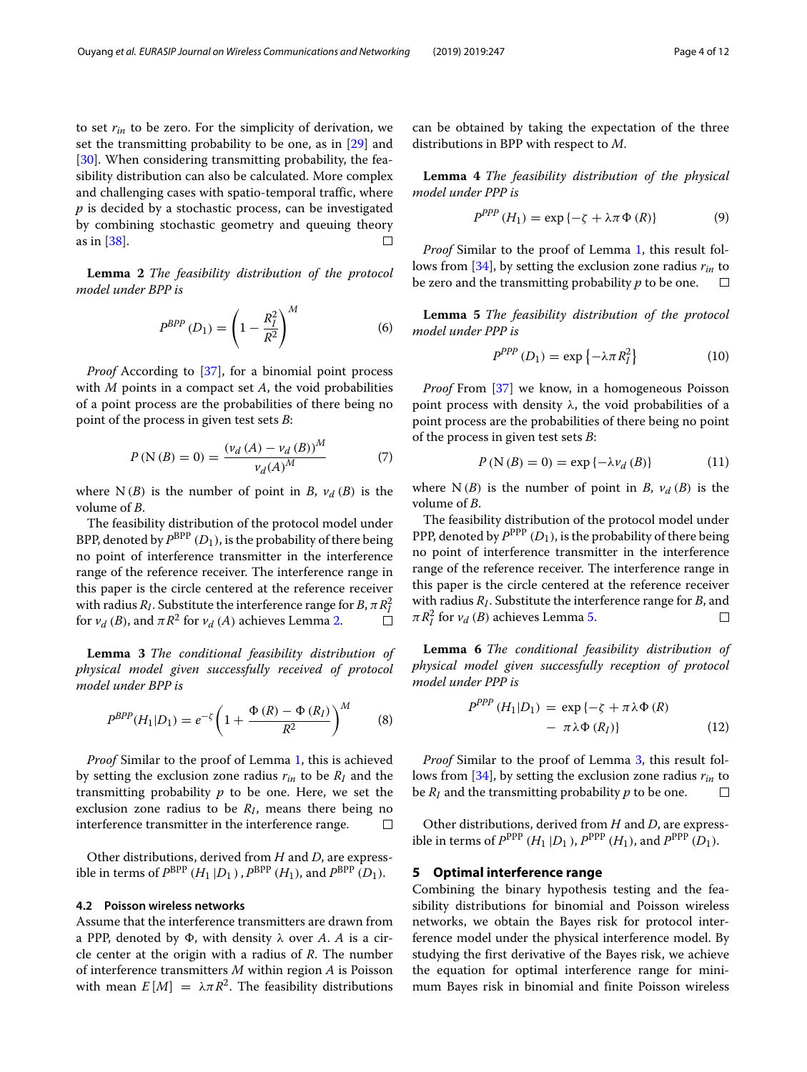to set $r_{in}$ to be zero. For the simplicity of derivation, we set the transmitting probability to be one, as in [29] and [30]. When considering transmitting probability, the feasibility distribution can also be calculated. More complex and challenging cases with spatio-temporal traffic, where $p$ is decided by a stochastic process, can be investigated by combining stochastic geometry and queuing theory as in [38]. □

**Lemma 2** *The feasibility distribution of the protocol model under BPP is*

$$P^{BPP}(D_1) = \left(1 - \frac{R_I^2}{R^2}\right)^M \tag{6}$$

*Proof* According to [37], for a binomial point process with $M$ points in a compact set $A$, the void probabilities of a point process are the probabilities of there being no point of the process in given test sets $B$:

$$P(\mathrm{N}(B) = 0) = \frac{(v_d(A) - v_d(B))^M}{v_d(A)^M} \tag{7}$$

where $\mathrm{N}(B)$ is the number of point in $B$, $v_d(B)$ is the volume of $B$.

The feasibility distribution of the protocol model under BPP, denoted by $P^{\mathrm{BPP}}(D_1)$, is the probability of there being no point of interference transmitter in the interference range of the reference receiver. The interference range in this paper is the circle centered at the reference receiver with radius $R_I$. Substitute the interference range for $B$, $\pi R_I^2$ for $v_d(B)$, and $\pi R^2$ for $v_d(A)$ achieves Lemma 2. □

**Lemma 3** *The conditional feasibility distribution of physical model given successfully received of protocol model under BPP is*

$$P^{BPP}(H_1|D_1) = e^{-\zeta}\left(1 + \frac{\Phi(R) - \Phi(R_I)}{R^2}\right)^M \tag{8}$$

*Proof* Similar to the proof of Lemma 1, this is achieved by setting the exclusion zone radius $r_{in}$ to be $R_I$ and the transmitting probability $p$ to be one. Here, we set the exclusion zone radius to be $R_I$, means there being no interference transmitter in the interference range. □

Other distributions, derived from $H$ and $D$, are expressible in terms of $P^{\mathrm{BPP}}(H_1|D_1)$, $P^{\mathrm{BPP}}(H_1)$, and $P^{\mathrm{BPP}}(D_1)$.

### 4.2 Poisson wireless networks

Assume that the interference transmitters are drawn from a PPP, denoted by $\Phi$, with density $\lambda$ over $A$. $A$ is a circle center at the origin with a radius of $R$. The number of interference transmitters $M$ within region $A$ is Poisson with mean $E[M] = \lambda\pi R^2$. The feasibility distributions can be obtained by taking the expectation of the three distributions in BPP with respect to $M$.

**Lemma 4** *The feasibility distribution of the physical model under PPP is*

$$P^{PPP}(H_1) = \exp\{-\zeta + \lambda\pi\Phi(R)\} \tag{9}$$

*Proof* Similar to the proof of Lemma 1, this result follows from [34], by setting the exclusion zone radius $r_{in}$ to be zero and the transmitting probability $p$ to be one. □

**Lemma 5** *The feasibility distribution of the protocol model under PPP is*

$$P^{PPP}(D_1) = \exp\left\{-\lambda\pi R_I^2\right\} \tag{10}$$

*Proof* From [37] we know, in a homogeneous Poisson point process with density $\lambda$, the void probabilities of a point process are the probabilities of there being no point of the process in given test sets $B$:

$$P(\mathrm{N}(B) = 0) = \exp\{-\lambda v_d(B)\} \tag{11}$$

where $\mathrm{N}(B)$ is the number of point in $B$, $v_d(B)$ is the volume of $B$.

The feasibility distribution of the protocol model under PPP, denoted by $P^{\mathrm{PPP}}(D_1)$, is the probability of there being no point of interference transmitter in the interference range of the reference receiver. The interference range in this paper is the circle centered at the reference receiver with radius $R_I$. Substitute the interference range for $B$, and $\pi R_I^2$ for $v_d(B)$ achieves Lemma 5. □

**Lemma 6** *The conditional feasibility distribution of physical model given successfully reception of protocol model under PPP is*

$$\begin{aligned} P^{PPP}(H_1|D_1) &= \exp\{-\zeta + \pi\lambda\Phi(R) \\ &\quad - \pi\lambda\Phi(R_I)\} \end{aligned} \tag{12}$$

*Proof* Similar to the proof of Lemma 3, this result follows from [34], by setting the exclusion zone radius $r_{in}$ to be $R_I$ and the transmitting probability $p$ to be one. □

Other distributions, derived from $H$ and $D$, are expressible in terms of $P^{\mathrm{PPP}}(H_1|D_1)$, $P^{\mathrm{PPP}}(H_1)$, and $P^{\mathrm{PPP}}(D_1)$.

## 5 Optimal interference range

Combining the binary hypothesis testing and the feasibility distributions for binomial and Poisson wireless networks, we obtain the Bayes risk for protocol interference model under the physical interference model. By studying the first derivative of the Bayes risk, we achieve the equation for optimal interference range for minimum Bayes risk in binomial and finite Poisson wireless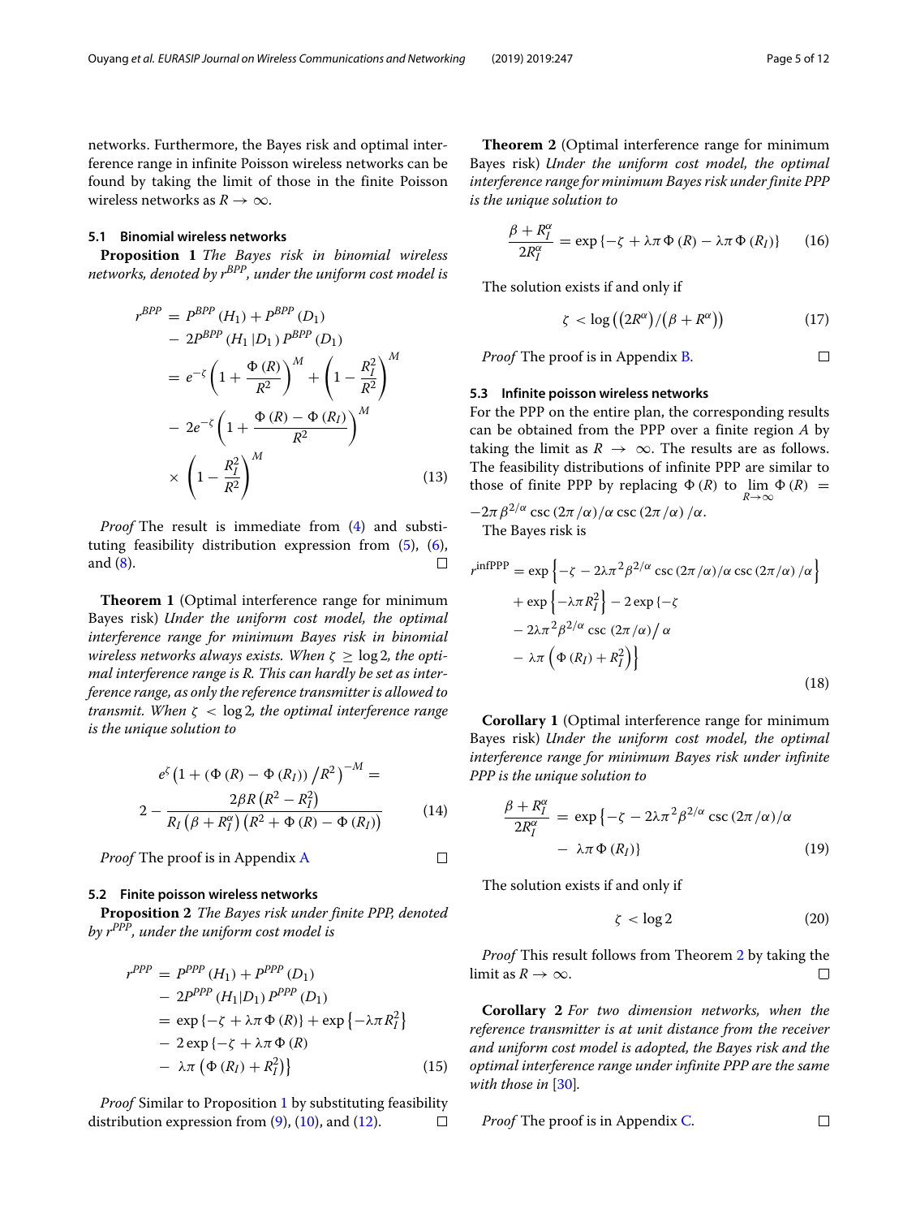networks. Furthermore, the Bayes risk and optimal interference range in infinite Poisson wireless networks can be found by taking the limit of those in the finite Poisson wireless networks as $R \to \infty$.

### 5.1 Binomial wireless networks

**Proposition 1** *The Bayes risk in binomial wireless networks, denoted by $r^{BPP}$, under the uniform cost model is*

$$
\begin{aligned}
r^{BPP} &= P^{BPP}(H_1) + P^{BPP}(D_1) \\
&\quad - 2P^{BPP}(H_1|D_1)\, P^{BPP}(D_1) \\
&= e^{-\zeta}\left(1 + \frac{\Phi(R)}{R^2}\right)^M + \left(1 - \frac{R_I^2}{R^2}\right)^M \\
&\quad - 2e^{-\zeta}\left(1 + \frac{\Phi(R) - \Phi(R_I)}{R^2}\right)^M \\
&\quad \times \left(1 - \frac{R_I^2}{R^2}\right)^M
\end{aligned}
\tag{13}
$$

*Proof* The result is immediate from (4) and substituting feasibility distribution expression from (5), (6), and (8). □

**Theorem 1** (Optimal interference range for minimum Bayes risk) *Under the uniform cost model, the optimal interference range for minimum Bayes risk in binomial wireless networks always exists. When $\zeta \geq \log 2$, the optimal interference range is $R$. This can hardly be set as interference range, as only the reference transmitter is allowed to transmit. When $\zeta < \log 2$, the optimal interference range is the unique solution to*

$$
\begin{aligned}
&e^{\zeta}\left(1 + (\Phi(R) - \Phi(R_I))/R^2\right)^{-M} = \\
&2 - \frac{2\beta R\left(R^2 - R_I^2\right)}{R_I\left(\beta + R_I^{\alpha}\right)\left(R^2 + \Phi(R) - \Phi(R_I)\right)}
\end{aligned}
\tag{14}
$$

*Proof* The proof is in Appendix A □

### 5.2 Finite poisson wireless networks

**Proposition 2** *The Bayes risk under finite PPP, denoted by $r^{PPP}$, under the uniform cost model is*

$$
\begin{aligned}
r^{PPP} &= P^{PPP}(H_1) + P^{PPP}(D_1) \\
&\quad - 2P^{PPP}(H_1|D_1)\, P^{PPP}(D_1) \\
&= \exp\{-\zeta + \lambda\pi\Phi(R)\} + \exp\left\{-\lambda\pi R_I^2\right\} \\
&\quad - 2\exp\{-\zeta + \lambda\pi\Phi(R) \\
&\quad - \lambda\pi\left(\Phi(R_I) + R_I^2\right)\}
\end{aligned}
\tag{15}
$$

*Proof* Similar to Proposition 1 by substituting feasibility distribution expression from (9), (10), and (12). □

**Theorem 2** (Optimal interference range for minimum Bayes risk) *Under the uniform cost model, the optimal interference range for minimum Bayes risk under finite PPP is the unique solution to*

$$
\frac{\beta + R_I^{\alpha}}{2R_I^{\alpha}} = \exp\{-\zeta + \lambda\pi\Phi(R) - \lambda\pi\Phi(R_I)\}
\tag{16}
$$

The solution exists if and only if

$$
\zeta < \log\left((2R^{\alpha})/(\beta + R^{\alpha})\right)
\tag{17}
$$

*Proof* The proof is in Appendix B. □

### 5.3 Infinite poisson wireless networks

For the PPP on the entire plan, the corresponding results can be obtained from the PPP over a finite region $A$ by taking the limit as $R \to \infty$. The results are as follows. The feasibility distributions of infinite PPP are similar to those of finite PPP by replacing $\Phi(R)$ to $\lim_{R\to\infty}\Phi(R) = -2\pi\beta^{2/\alpha}\csc(2\pi/\alpha)/\alpha\csc(2\pi/\alpha)/\alpha$.

The Bayes risk is

$$
\begin{aligned}
r^{\text{infPPP}} &= \exp\left\{-\zeta - 2\lambda\pi^2\beta^{2/\alpha}\csc(2\pi/\alpha)/\alpha\csc(2\pi/\alpha)/\alpha\right\} \\
&\quad + \exp\left\{-\lambda\pi R_I^2\right\} - 2\exp\{-\zeta \\
&\quad - 2\lambda\pi^2\beta^{2/\alpha}\csc(2\pi/\alpha)/\alpha \\
&\quad - \lambda\pi\left(\Phi(R_I) + R_I^2\right)\}
\end{aligned}
\tag{18}
$$

**Corollary 1** (Optimal interference range for minimum Bayes risk) *Under the uniform cost model, the optimal interference range for minimum Bayes risk under infinite PPP is the unique solution to*

$$
\begin{aligned}
\frac{\beta + R_I^{\alpha}}{2R_I^{\alpha}} &= \exp\{-\zeta - 2\lambda\pi^2\beta^{2/\alpha}\csc(2\pi/\alpha)/\alpha \\
&\quad - \lambda\pi\Phi(R_I)\}
\end{aligned}
\tag{19}
$$

The solution exists if and only if

$$
\zeta < \log 2
\tag{20}
$$

*Proof* This result follows from Theorem 2 by taking the limit as $R \to \infty$. □

**Corollary 2** *For two dimension networks, when the reference transmitter is at unit distance from the receiver and uniform cost model is adopted, the Bayes risk and the optimal interference range under infinite PPP are the same with those in [30].*

*Proof* The proof is in Appendix C. □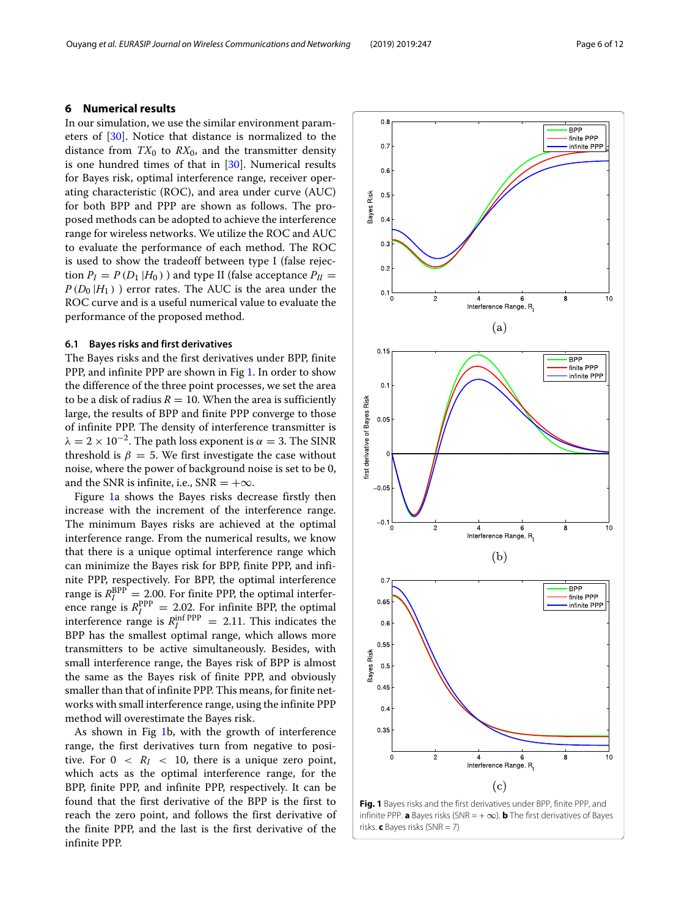## 6 Numerical results

In our simulation, we use the similar environment parameters of [30]. Notice that distance is normalized to the distance from $TX_0$ to $RX_0$, and the transmitter density is one hundred times of that in [30]. Numerical results for Bayes risk, optimal interference range, receiver operating characteristic (ROC), and area under curve (AUC) for both BPP and PPP are shown as follows. The proposed methods can be adopted to achieve the interference range for wireless networks. We utilize the ROC and AUC to evaluate the performance of each method. The ROC is used to show the tradeoff between type I (false rejection $P_I = P(D_1 | H_0)$ ) and type II (false acceptance $P_{II} = P(D_0 | H_1)$ ) error rates. The AUC is the area under the ROC curve and is a useful numerical value to evaluate the performance of the proposed method.

### 6.1 Bayes risks and first derivatives

The Bayes risks and the first derivatives under BPP, finite PPP, and infinite PPP are shown in Fig 1. In order to show the difference of the three point processes, we set the area to be a disk of radius $R = 10$. When the area is sufficiently large, the results of BPP and finite PPP converge to those of infinite PPP. The density of interference transmitter is $\lambda = 2 \times 10^{-2}$. The path loss exponent is $\alpha = 3$. The SINR threshold is $\beta = 5$. We first investigate the case without noise, where the power of background noise is set to be 0, and the SNR is infinite, i.e., SNR $= +\infty$.

Figure 1a shows the Bayes risks decrease firstly then increase with the increment of the interference range. The minimum Bayes risks are achieved at the optimal interference range. From the numerical results, we know that there is a unique optimal interference range which can minimize the Bayes risk for BPP, finite PPP, and infinite PPP, respectively. For BPP, the optimal interference range is $R_I^{\text{BPP}} = 2.00$. For finite PPP, the optimal interference range is $R_I^{\text{PPP}} = 2.02$. For infinite BPP, the optimal interference range is $R_I^{\inf \text{PPP}} = 2.11$. This indicates the BPP has the smallest optimal range, which allows more transmitters to be active simultaneously. Besides, with small interference range, the Bayes risk of BPP is almost the same as the Bayes risk of finite PPP, and obviously smaller than that of infinite PPP. This means, for finite networks with small interference range, using the infinite PPP method will overestimate the Bayes risk.

As shown in Fig 1b, with the growth of interference range, the first derivatives turn from negative to positive. For $0 < R_I < 10$, there is a unique zero point, which acts as the optimal interference range, for the BPP, finite PPP, and infinite PPP, respectively. It can be found that the first derivative of the BPP is the first to reach the zero point, and follows the first derivative of the finite PPP, and the last is the first derivative of the infinite PPP.

**Fig. 1** Bayes risks and the first derivatives under BPP, finite PPP, and infinite PPP. **a** Bayes risks (SNR = + ∞). **b** The first derivatives of Bayes risks. **c** Bayes risks (SNR = 7)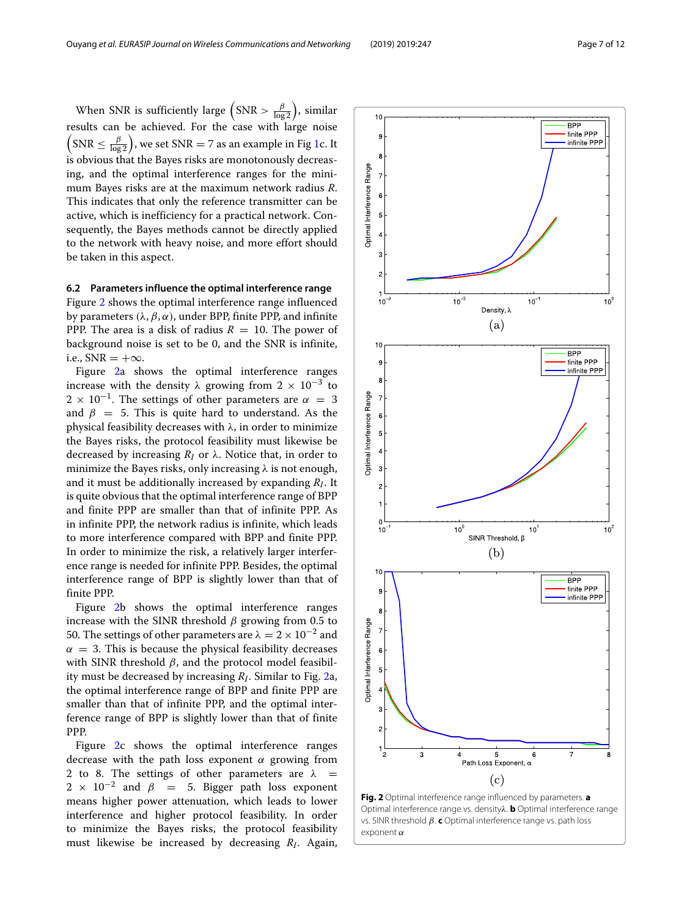When SNR is sufficiently large $\left(\text{SNR} > \frac{\beta}{\log 2}\right)$, similar results can be achieved. For the case with large noise $\left(\text{SNR} \leq \frac{\beta}{\log 2}\right)$, we set SNR = 7 as an example in Fig 1c. It is obvious that the Bayes risks are monotonously decreasing, and the optimal interference ranges for the minimum Bayes risks are at the maximum network radius $R$. This indicates that only the reference transmitter can be active, which is inefficiency for a practical network. Consequently, the Bayes methods cannot be directly applied to the network with heavy noise, and more effort should be taken in this aspect.

### 6.2 Parameters influence the optimal interference range

Figure 2 shows the optimal interference range influenced by parameters $(\lambda, \beta, \alpha)$, under BPP, finite PPP, and infinite PPP. The area is a disk of radius $R = 10$. The power of background noise is set to be 0, and the SNR is infinite, i.e., $\text{SNR} = +\infty$.

Figure 2a shows the optimal interference ranges increase with the density $\lambda$ growing from $2 \times 10^{-3}$ to $2 \times 10^{-1}$. The settings of other parameters are $\alpha = 3$ and $\beta = 5$. This is quite hard to understand. As the physical feasibility decreases with $\lambda$, in order to minimize the Bayes risks, the protocol feasibility must likewise be decreased by increasing $R_I$ or $\lambda$. Notice that, in order to minimize the Bayes risks, only increasing $\lambda$ is not enough, and it must be additionally increased by expanding $R_I$. It is quite obvious that the optimal interference range of BPP and finite PPP are smaller than that of infinite PPP. As in infinite PPP, the network radius is infinite, which leads to more interference compared with BPP and finite PPP. In order to minimize the risk, a relatively larger interference range is needed for infinite PPP. Besides, the optimal interference range of BPP is slightly lower than that of finite PPP.

Figure 2b shows the optimal interference ranges increase with the SINR threshold $\beta$ growing from 0.5 to 50. The settings of other parameters are $\lambda = 2 \times 10^{-2}$ and $\alpha = 3$. This is because the physical feasibility decreases with SINR threshold $\beta$, and the protocol model feasibility must be decreased by increasing $R_I$. Similar to Fig. 2a, the optimal interference range of BPP and finite PPP are smaller than that of infinite PPP, and the optimal interference range of BPP is slightly lower than that of finite PPP.

Figure 2c shows the optimal interference ranges decrease with the path loss exponent $\alpha$ growing from 2 to 8. The settings of other parameters are $\lambda = 2 \times 10^{-2}$ and $\beta = 5$. Bigger path loss exponent means higher power attenuation, which leads to lower interference and higher protocol feasibility. In order to minimize the Bayes risks, the protocol feasibility must likewise be increased by decreasing $R_I$. Again,

**Fig. 2** Optimal interference range influenced by parameters. **a** Optimal interference range vs. density $\lambda$. **b** Optimal interference range vs. SINR threshold $\beta$. **c** Optimal interference range vs. path loss exponent $\alpha$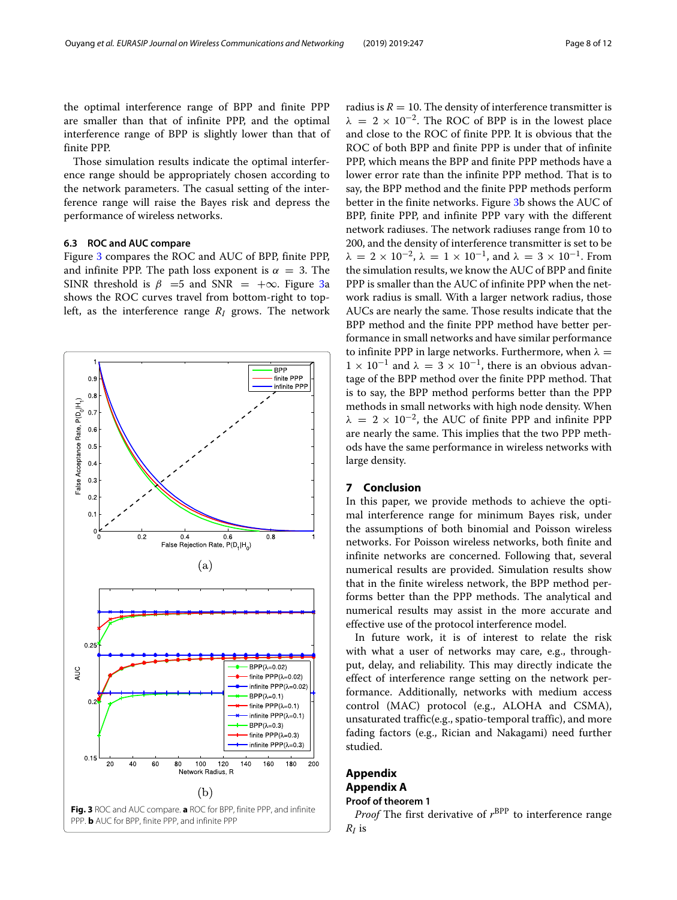the optimal interference range of BPP and finite PPP are smaller than that of infinite PPP, and the optimal interference range of BPP is slightly lower than that of finite PPP.

Those simulation results indicate the optimal interference range should be appropriately chosen according to the network parameters. The casual setting of the interference range will raise the Bayes risk and depress the performance of wireless networks.

### 6.3 ROC and AUC compare

Figure 3 compares the ROC and AUC of BPP, finite PPP, and infinite PPP. The path loss exponent is $\alpha = 3$. The SINR threshold is $\beta = 5$ and SNR $= +\infty$. Figure 3a shows the ROC curves travel from bottom-right to top-left, as the interference range $R_I$ grows. The network radius is $R = 10$. The density of interference transmitter is $\lambda = 2 \times 10^{-2}$. The ROC of BPP is in the lowest place and close to the ROC of finite PPP. It is obvious that the ROC of both BPP and finite PPP is under that of infinite PPP, which means the BPP and finite PPP methods have a lower error rate than the infinite PPP method. That is to say, the BPP method and the finite PPP methods perform better in the finite networks. Figure 3b shows the AUC of BPP, finite PPP, and infinite PPP vary with the different network radiuses. The network radiuses range from 10 to 200, and the density of interference transmitter is set to be $\lambda = 2 \times 10^{-2}$, $\lambda = 1 \times 10^{-1}$, and $\lambda = 3 \times 10^{-1}$. From the simulation results, we know the AUC of BPP and finite PPP is smaller than the AUC of infinite PPP when the network radius is small. With a larger network radius, those AUCs are nearly the same. Those results indicate that the BPP method and the finite PPP method have better performance in small networks and have similar performance to infinite PPP in large networks. Furthermore, when $\lambda = 1 \times 10^{-1}$ and $\lambda = 3 \times 10^{-1}$, there is an obvious advantage of the BPP method over the finite PPP method. That is to say, the BPP method performs better than the PPP methods in small networks with high node density. When $\lambda = 2 \times 10^{-2}$, the AUC of finite PPP and infinite PPP are nearly the same. This implies that the two PPP methods have the same performance in wireless networks with large density.

**Fig. 3** ROC and AUC compare. **a** ROC for BPP, finite PPP, and infinite PPP. **b** AUC for BPP, finite PPP, and infinite PPP

## 7 Conclusion

In this paper, we provide methods to achieve the optimal interference range for minimum Bayes risk, under the assumptions of both binomial and Poisson wireless networks. For Poisson wireless networks, both finite and infinite networks are concerned. Following that, several numerical results are provided. Simulation results show that in the finite wireless network, the BPP method performs better than the PPP methods. The analytical and numerical results may assist in the more accurate and effective use of the protocol interference model.

In future work, it is of interest to relate the risk with what a user of networks may care, e.g., throughput, delay, and reliability. This may directly indicate the effect of interference range setting on the network performance. Additionally, networks with medium access control (MAC) protocol (e.g., ALOHA and CSMA), unsaturated traffic(e.g., spatio-temporal traffic), and more fading factors (e.g., Rician and Nakagami) need further studied.

## Appendix

## Appendix A

### Proof of theorem 1

*Proof* The first derivative of $r^{\text{BPP}}$ to interference range $R_I$ is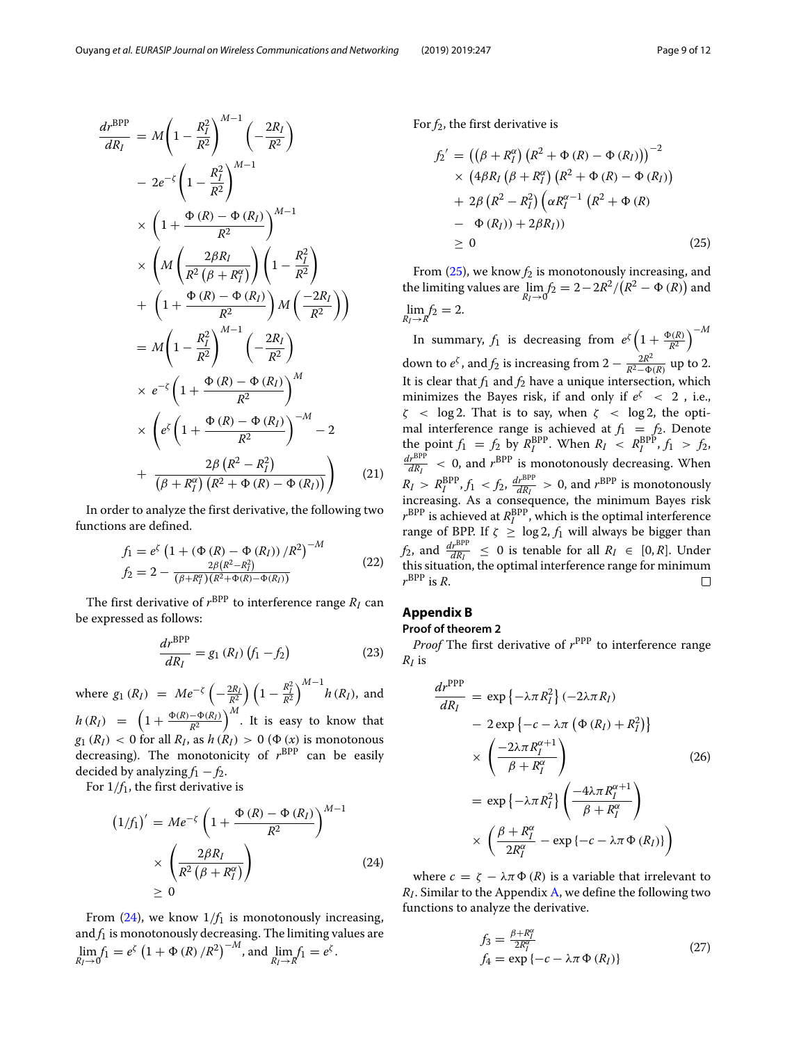$$
\begin{aligned}
\frac{dr^{\mathrm{BPP}}}{dR_I} &= M\left(1-\frac{R_I^2}{R^2}\right)^{M-1}\left(-\frac{2R_I}{R^2}\right)\\
&\quad - 2e^{-\zeta}\left(1-\frac{R_I^2}{R^2}\right)^{M-1}\\
&\quad \times\left(1+\frac{\Phi(R)-\Phi(R_I)}{R^2}\right)^{M-1}\\
&\quad \times\left(M\left(\frac{2\beta R_I}{R^2\left(\beta+R_I^\alpha\right)}\right)\left(1-\frac{R_I^2}{R^2}\right)\right.\\
&\quad \left.+\left(1+\frac{\Phi(R)-\Phi(R_I)}{R^2}\right)M\left(\frac{-2R_I}{R^2}\right)\right)\\
&= M\left(1-\frac{R_I^2}{R^2}\right)^{M-1}\left(-\frac{2R_I}{R^2}\right)\\
&\quad \times e^{-\zeta}\left(1+\frac{\Phi(R)-\Phi(R_I)}{R^2}\right)^{M}\\
&\quad \times\left(e^{\zeta}\left(1+\frac{\Phi(R)-\Phi(R_I)}{R^2}\right)^{-M}-2\right.\\
&\quad \left.+\frac{2\beta\left(R^2-R_I^2\right)}{\left(\beta+R_I^\alpha\right)\left(R^2+\Phi(R)-\Phi(R_I)\right)}\right)
\end{aligned}
\tag{21}
$$

In order to analyze the first derivative, the following two functions are defined.

$$
\begin{aligned}
f_1 &= e^{\zeta}\left(1+\left(\Phi(R)-\Phi(R_I)\right)/R^2\right)^{-M}\\
f_2 &= 2-\frac{2\beta\left(R^2-R_I^2\right)}{\left(\beta+R_I^\alpha\right)\left(R^2+\Phi(R)-\Phi(R_I)\right)}
\end{aligned}
\tag{22}
$$

The first derivative of $r^{\mathrm{BPP}}$ to interference range $R_I$ can be expressed as follows:

$$
\frac{dr^{\mathrm{BPP}}}{dR_I} = g_1(R_I)\left(f_1-f_2\right) \tag{23}
$$

where $g_1(R_I) = Me^{-\zeta}\left(-\frac{2R_I}{R^2}\right)\left(1-\frac{R_I^2}{R^2}\right)^{M-1}h(R_I)$, and $h(R_I) = \left(1+\frac{\Phi(R)-\Phi(R_I)}{R^2}\right)^{M}$. It is easy to know that $g_1(R_I) < 0$ for all $R_I$, as $h(R_I) > 0$ ($\Phi(x)$ is monotonous decreasing). The monotonicity of $r^{\mathrm{BPP}}$ can be easily decided by analyzing $f_1 - f_2$.

For $1/f_1$, the first derivative is

$$
\begin{aligned}
\left(1/f_1\right)' &= Me^{-\zeta}\left(1+\frac{\Phi(R)-\Phi(R_I)}{R^2}\right)^{M-1}\\
&\quad \times\left(\frac{2\beta R_I}{R^2\left(\beta+R_I^\alpha\right)}\right)\\
&\geq 0
\end{aligned}
\tag{24}
$$

From (24), we know $1/f_1$ is monotonously increasing, and $f_1$ is monotonously decreasing. The limiting values are $\lim_{R_I\to 0} f_1 = e^{\zeta}\left(1+\Phi(R)/R^2\right)^{-M}$, and $\lim_{R_I\to R} f_1 = e^{\zeta}$.

For $f_2$, the first derivative is

$$
\begin{aligned}
f_2' &= \left(\left(\beta+R_I^\alpha\right)\left(R^2+\Phi(R)-\Phi(R_I)\right)\right)^{-2}\\
&\quad \times\left(4\beta R_I\left(\beta+R_I^\alpha\right)\left(R^2+\Phi(R)-\Phi(R_I)\right)\right.\\
&\quad + 2\beta\left(R^2-R_I^2\right)\left(\alpha R_I^{\alpha-1}\left(R^2+\Phi(R)\right.\right.\\
&\quad \left.\left.\left.-\ \Phi(R_I)\right)+2\beta R_I\right)\right)\\
&\geq 0
\end{aligned}
\tag{25}
$$

From (25), we know $f_2$ is monotonously increasing, and the limiting values are $\lim_{R_I\to 0} f_2 = 2-2R^2/\left(R^2-\Phi(R)\right)$ and $\lim_{R_I\to R} f_2 = 2$.

In summary, $f_1$ is decreasing from $e^{\zeta}\left(1+\frac{\Phi(R)}{R^2}\right)^{-M}$ down to $e^{\zeta}$, and $f_2$ is increasing from $2-\frac{2R^2}{R^2-\Phi(R)}$ up to 2. It is clear that $f_1$ and $f_2$ have a unique intersection, which minimizes the Bayes risk, if and only if $e^{\zeta} < 2$, i.e., $\zeta < \log 2$. That is to say, when $\zeta < \log 2$, the optimal interference range is achieved at $f_1 = f_2$. Denote the point $f_1 = f_2$ by $R_I^{\mathrm{BPP}}$. When $R_I < R_I^{\mathrm{BPP}}$, $f_1 > f_2$, $\frac{dr^{\mathrm{BPP}}}{dR_I} < 0$, and $r^{\mathrm{BPP}}$ is monotonously decreasing. When $R_I > R_I^{\mathrm{BPP}}$, $f_1 < f_2$, $\frac{dr^{\mathrm{BPP}}}{dR_I} > 0$, and $r^{\mathrm{BPP}}$ is monotonously increasing. As a consequence, the minimum Bayes risk $r^{\mathrm{BPP}}$ is achieved at $R_I^{\mathrm{BPP}}$, which is the optimal interference range of BPP. If $\zeta \geq \log 2$, $f_1$ will always be bigger than $f_2$, and $\frac{dr^{\mathrm{BPP}}}{dR_I} \leq 0$ is tenable for all $R_I \in [0, R]$. Under this situation, the optimal interference range for minimum $r^{\mathrm{BPP}}$ is $R$. □

## Appendix B

### Proof of theorem 2

*Proof* The first derivative of $r^{\mathrm{PPP}}$ to interference range $R_I$ is

$$
\begin{aligned}
\frac{dr^{\mathrm{PPP}}}{dR_I} &= \exp\left\{-\lambda\pi R_I^2\right\}\left(-2\lambda\pi R_I\right)\\
&\quad - 2\exp\left\{-c-\lambda\pi\left(\Phi(R_I)+R_I^2\right)\right\}\\
&\quad \times\left(\frac{-2\lambda\pi R_I^{\alpha+1}}{\beta+R_I^\alpha}\right)\\
&= \exp\left\{-\lambda\pi R_I^2\right\}\left(\frac{-4\lambda\pi R_I^{\alpha+1}}{\beta+R_I^\alpha}\right)\\
&\quad \times\left(\frac{\beta+R_I^\alpha}{2R_I^\alpha}-\exp\left\{-c-\lambda\pi\Phi(R_I)\right\}\right)
\end{aligned}
\tag{26}
$$

where $c = \zeta - \lambda\pi\Phi(R)$ is a variable that irrelevant to $R_I$. Similar to the Appendix A, we define the following two functions to analyze the derivative.

$$
\begin{aligned}
f_3 &= \frac{\beta+R_I^\alpha}{2R_I^\alpha}\\
f_4 &= \exp\left\{-c-\lambda\pi\Phi(R_I)\right\}
\end{aligned}
\tag{27}
$$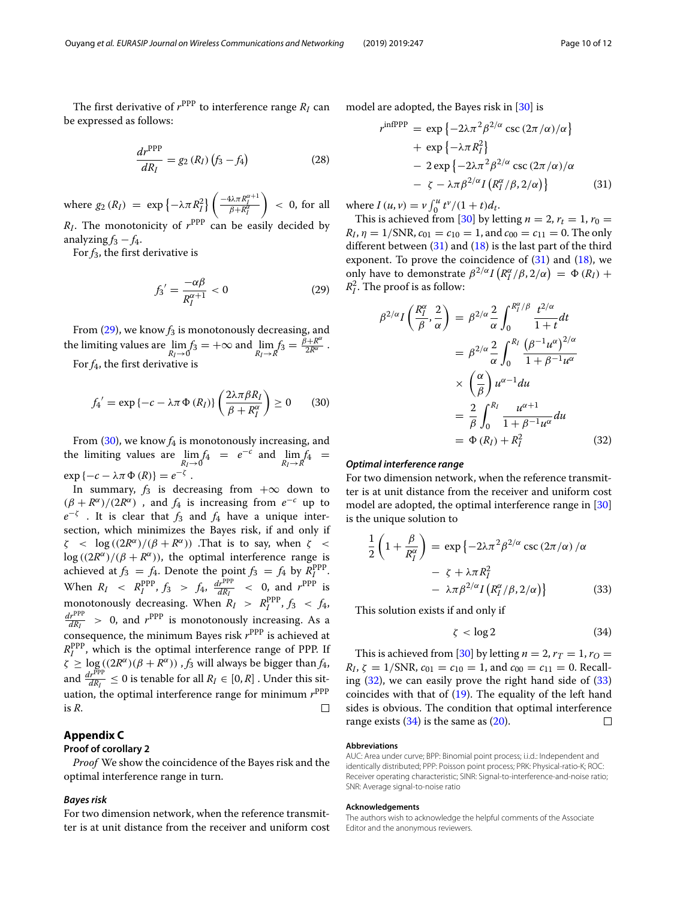The first derivative of $r^{\text{PPP}}$ to interference range $R_I$ can be expressed as follows:

$$\frac{dr^{\text{PPP}}}{dR_I} = g_2(R_I)\left(f_3 - f_4\right) \tag{28}$$

where $g_2(R_I) = \exp\left\{-\lambda\pi R_I^2\right\}\left(\frac{-4\lambda\pi R_I^{\alpha+1}}{\beta+R_I^\alpha}\right) < 0$, for all $R_I$. The monotonicity of $r^{\text{PPP}}$ can be easily decided by analyzing $f_3 - f_4$.

For $f_3$, the first derivative is

$$f_3{}' = \frac{-\alpha\beta}{R_I^{\alpha+1}} < 0 \tag{29}$$

From (29), we know $f_3$ is monotonously decreasing, and the limiting values are $\lim_{R_I\to 0} f_3 = +\infty$ and $\lim_{R_I\to R} f_3 = \frac{\beta+R^\alpha}{2R^\alpha}$ .

For $f_4$, the first derivative is

$$f_4{}' = \exp\left\{-c - \lambda\pi\,\Phi\left(R_I\right)\right\}\left(\frac{2\lambda\pi\beta R_I}{\beta+R_I^\alpha}\right) \geq 0 \tag{30}$$

From (30), we know $f_4$ is monotonously increasing, and the limiting values are $\lim_{R_I\to 0} f_4 = e^{-c}$ and $\lim_{R_I\to R} f_4 = \exp\left\{-c - \lambda\pi\,\Phi\left(R\right)\right\} = e^{-\zeta}$ .

In summary, $f_3$ is decreasing from $+\infty$ down to $(\beta + R^\alpha)/(2R^\alpha)$ , and $f_4$ is increasing from $e^{-c}$ up to $e^{-\zeta}$ . It is clear that $f_3$ and $f_4$ have a unique intersection, which minimizes the Bayes risk, if and only if $\zeta < \log\left((2R^\alpha)/(\beta + R^\alpha)\right)$ .That is to say, when $\zeta < \log\left((2R^\alpha)/(\beta + R^\alpha)\right)$, the optimal interference range is achieved at $f_3 = f_4$. Denote the point $f_3 = f_4$ by $R_I^{\text{PPP}}$. When $R_I < R_I^{\text{PPP}}$, $f_3 > f_4$, $\frac{dr^{\text{PPP}}}{dR_I} < 0$, and $r^{\text{PPP}}$ is monotonously decreasing. When $R_I > R_I^{\text{PPP}}$, $f_3 < f_4$, $\frac{dr^{\text{PPP}}}{dR_I} > 0$, and $r^{\text{PPP}}$ is monotonously increasing. As a consequence, the minimum Bayes risk $r^{\text{PPP}}$ is achieved at $R_I^{\text{PPP}}$, which is the optimal interference range of PPP. If $\zeta \geq \log\left((2R^\alpha)(\beta + R^\alpha)\right)$ , $f_3$ will always be bigger than $f_4$, and $\frac{dr^{\text{PPP}}}{dR_I} \leq 0$ is tenable for all $R_I \in [0, R]$ . Under this situation, the optimal interference range for minimum $r^{\text{PPP}}$ is $R$. □

## Appendix C

### Proof of corollary 2

*Proof* We show the coincidence of the Bayes risk and the optimal interference range in turn.

#### Bayes risk

For two dimension network, when the reference transmitter is at unit distance from the receiver and uniform cost model are adopted, the Bayes risk in [30] is

$$\begin{aligned}
r^{\text{infPPP}} &= \exp\left\{-2\lambda\pi^2\beta^{2/\alpha}\csc\left(2\pi/\alpha\right)/\alpha\right\} \\
&+ \exp\left\{-\lambda\pi R_I^2\right\} \\
&- 2\exp\left\{-2\lambda\pi^2\beta^{2/\alpha}\csc\left(2\pi/\alpha\right)/\alpha\right. \\
&\left.- \zeta - \lambda\pi\beta^{2/\alpha} I\left(R_I^\alpha/\beta, 2/\alpha\right)\right\}
\end{aligned} \tag{31}$$

where $I(u, v) = v\int_0^u t^v/(1+t)d_t$.

This is achieved from [30] by letting $n = 2, r_t = 1, r_0 = R_I, \eta = 1/\text{SNR}, c_{01} = c_{10} = 1$, and $c_{00} = c_{11} = 0$. The only different between (31) and (18) is the last part of the third exponent. To prove the coincidence of (31) and (18), we only have to demonstrate $\beta^{2/\alpha} I\left(R_I^\alpha/\beta, 2/\alpha\right) = \Phi\left(R_I\right) + R_I^2$. The proof is as follow:

$$\begin{aligned}
\beta^{2/\alpha} I\left(\frac{R_I^\alpha}{\beta}, \frac{2}{\alpha}\right) &= \beta^{2/\alpha}\frac{2}{\alpha}\int_0^{R_I^\alpha/\beta}\frac{t^{2/\alpha}}{1+t}dt \\
&= \beta^{2/\alpha}\frac{2}{\alpha}\int_0^{R_I}\frac{\left(\beta^{-1}u^\alpha\right)^{2/\alpha}}{1+\beta^{-1}u^\alpha} \\
&\times \left(\frac{\alpha}{\beta}\right)u^{\alpha-1}du \\
&= \frac{2}{\beta}\int_0^{R_I}\frac{u^{\alpha+1}}{1+\beta^{-1}u^\alpha}du \\
&= \Phi\left(R_I\right) + R_I^2
\end{aligned} \tag{32}$$

#### Optimal interference range

For two dimension network, when the reference transmitter is at unit distance from the receiver and uniform cost model are adopted, the optimal interference range in [30] is the unique solution to

$$\begin{aligned}
\frac{1}{2}\left(1 + \frac{\beta}{R_I^\alpha}\right) &= \exp\left\{-2\lambda\pi^2\beta^{2/\alpha}\csc\left(2\pi/\alpha\right)/\alpha\right. \\
&- \zeta + \lambda\pi R_I^2 \\
&\left.- \lambda\pi\beta^{2/\alpha} I\left(R_I^\alpha/\beta, 2/\alpha\right)\right\}
\end{aligned} \tag{33}$$

This solution exists if and only if

$$\zeta < \log 2 \tag{34}$$

This is achieved from [30] by letting $n = 2, r_T = 1, r_O = R_I, \zeta = 1/\text{SNR}, c_{01} = c_{10} = 1$, and $c_{00} = c_{11} = 0$. Recalling (32), we can easily prove the right hand side of (33) coincides with that of (19). The equality of the left hand sides is obvious. The condition that optimal interference range exists (34) is the same as (20). □

#### Abbreviations

AUC: Area under curve; BPP: Binomial point process; i.i.d.: Independent and identically distributed; PPP: Poisson point process; PRK: Physical-ratio-K; ROC: Receiver operating characteristic; SINR: Signal-to-interference-and-noise ratio; SNR: Average signal-to-noise ratio

#### Acknowledgements

The authors wish to acknowledge the helpful comments of the Associate Editor and the anonymous reviewers.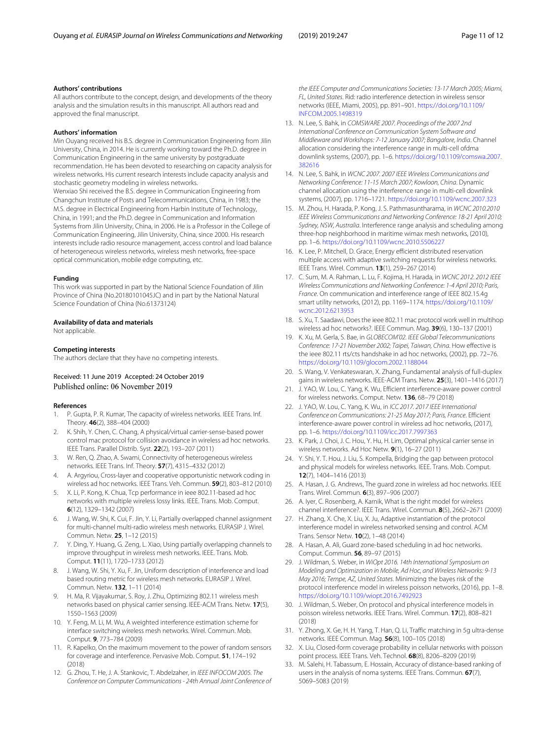### Authors' contributions

All authors contribute to the concept, design, and developments of the theory analysis and the simulation results in this manuscript. All authors read and approved the final manuscript.

### Authors' information

Min Ouyang received his B.S. degree in Communication Engineering from Jilin University, China, in 2014. He is currently working toward the Ph.D. degree in Communication Engineering in the same university by postgraduate recommendation. He has been devoted to researching on capacity analysis for wireless networks. His current research interests include capacity analysis and stochastic geometry modeling in wireless networks.
Wenxiao Shi received the B.S. degree in Communication Engineering from Changchun Institute of Posts and Telecommunications, China, in 1983; the M.S. degree in Electrical Engineering from Harbin Institute of Technology, China, in 1991; and the Ph.D. degree in Communication and Information Systems from Jilin University, China, in 2006. He is a Professor in the College of Communication Engineering, Jilin University, China, since 2000. His research interests include radio resource management, access control and load balance of heterogeneous wireless networks, wireless mesh networks, free-space optical communication, mobile edge computing, etc.

### Funding

This work was supported in part by the National Science Foundation of Jilin Province of China (No.20180101045JC) and in part by the National Natural Science Foundation of China (No.61373124)

### Availability of data and materials

Not applicable.

### Competing interests

The authors declare that they have no competing interests.

Received: 11 June 2019 Accepted: 24 October 2019
Published online: 06 November 2019

### References

1. P. Gupta, P. R. Kumar, The capacity of wireless networks. IEEE Trans. Inf. Theory. **46**(2), 388–404 (2000)
2. K. Shih, Y. Chen, C. Chang, A physical/virtual carrier-sense-based power control mac protocol for collision avoidance in wireless ad hoc networks. IEEE Trans. Parallel Distrib. Syst. **22**(2), 193–207 (2011)
3. W. Ren, Q. Zhao, A. Swami, Connectivity of heterogeneous wireless networks. IEEE Trans. Inf. Theory. **57**(7), 4315–4332 (2012)
4. A. Argyriou, Cross-layer and cooperative opportunistic network coding in wireless ad hoc networks. IEEE Trans. Veh. Commun. **59**(2), 803–812 (2010)
5. X. Li, P. Kong, K. Chua, Tcp performance in ieee 802.11-based ad hoc networks with multiple wireless lossy links. IEEE. Trans. Mob. Comput. **6**(12), 1329–1342 (2007)
6. J. Wang, W. Shi, K. Cui, F. Jin, Y. Li, Partially overlapped channel assignment for multi-channel multi-radio wireless mesh networks. EURASIP J. Wirel. Commun. Netw. **25**, 1–12 (2015)
7. Y. Ding, Y. Huang, G. Zeng, L. Xiao, Using partially overlapping channels to improve throughput in wireless mesh networks. IEEE. Trans. Mob. Comput. **11**(11), 1720–1733 (2012)
8. J. Wang, W. Shi, Y. Xu, F. Jin, Uniform description of interference and load based routing metric for wireless mesh networks. EURASIP J. Wirel. Commun. Netw. **132**, 1–11 (2014)
9. H. Ma, R. Vijayakumar, S. Roy, J. Zhu, Optimizing 802.11 wireless mesh networks based on physical carrier sensing. IEEE-ACM Trans. Netw. **17**(5), 1550–1563 (2009)
10. Y. Feng, M. Li, M. Wu, A weighted interference estimation scheme for interface switching wireless mesh networks. Wirel. Commun. Mob. Comput. **9**, 773–784 (2009)
11. R. Kapelko, On the maximum movement to the power of random sensors for coverage and interference. Pervasive Mob. Comput. **51**, 174–192 (2018)
12. G. Zhou, T. He, J. A. Stankovic, T. Abdelzaher, in *IEEE INFOCOM 2005. The Conference on Computer Communications - 24th Annual Joint Conference of the IEEE Computer and Communications Societies: 13-17 March 2005; Miami, FL, United States*. Rid: radio interference detection in wireless sensor networks (IEEE, Miami, 2005), pp. 891–901. https://doi.org/10.1109/INFCOM.2005.1498319
13. N. Lee, S. Bahk, in *COMSWARE 2007. Proceedings of the 2007 2nd International Conference on Communication System Software and Middleware and Workshops: 7-12 January 2007; Bangalore, India*. Channel allocation considering the interference range in multi-cell ofdma downlink systems, (2007), pp. 1–6. https://doi.org/10.1109/comswa.2007.382616
14. N. Lee, S. Bahk, in *WCNC 2007. 2007 IEEE Wireless Communications and Networking Conference: 11-15 March 2007; Kowloon, China*. Dynamic channel allocation using the interference range in multi-cell downlink systems, (2007), pp. 1716–1721. https://doi.org/10.1109/wcnc.2007.323
15. M. Zhou, H. Harada, P. Kong, J. S. Pathmasuntharama, in *WCNC 2010.2010 IEEE Wireless Communications and Networking Conference: 18-21 April 2010; Sydney, NSW, Australia*. Interference range analysis and scheduling among three-hop neighborhood in maritime wimax mesh networks, (2010), pp. 1–6. https://doi.org/10.1109/wcnc.2010.5506227
16. K. Lee, P. Mitchell, D. Grace, Energy efficient distributed reservation multiple access with adaptive switching requests for wireless networks. IEEE Trans. Wirel. Commun. **13**(1), 259–267 (2014)
17. C. Sum, M. A. Rahman, L. Lu, F. Kojima, H. Harada, in *WCNC 2012. 2012 IEEE Wireless Communications and Networking Conference: 1-4 April 2010; Paris, France*. On communication and interference range of IEEE 802.15.4g smart utility networks, (2012), pp. 1169–1174. https://doi.org/10.1109/wcnc.2012.6213953
18. S. Xu, T. Saadawi, Does the ieee 802.11 mac protocol work well in multihop wireless ad hoc networks?. IEEE Commun. Mag. **39**(6), 130–137 (2001)
19. K. Xu, M. Gerla, S. Bae, in *GLOBECOM'02. IEEE Global Telecommunications Conference: 17-21 November 2002; Taipei, Taiwan, China*. How effective is the ieee 802.11 rts/cts handshake in ad hoc networks, (2002), pp. 72–76. https://doi.org/10.1109/glocom.2002.1188044
20. S. Wang, V. Venkateswaran, X. Zhang, Fundamental analysis of full-duplex gains in wireless networks. IEEE-ACM Trans. Netw. **25**(3), 1401–1416 (2017)
21. J. YAO, W. Lou, C. Yang, K. Wu, Efficient interference-aware power control for wireless networks. Comput. Netw. **136**, 68–79 (2018)
22. J. YAO, W. Lou, C. Yang, K. Wu, in *ICC 2017. 2017 IEEE International Conference on Communications: 21-25 May 2017; Paris, France*. Efficient interference-aware power control in wireless ad hoc networks, (2017), pp. 1–6. https://doi.org/10.1109/icc.2017.7997363
23. K. Park, J. Choi, J. C. Hou, Y. Hu, H. Lim, Optimal physical carrier sense in wireless networks. Ad Hoc Netw. **9**(1), 16–27 (2011)
24. Y. Shi, Y. T. Hou, J. Liu, S. Kompella, Bridging the gap between protocol and physical models for wireless networks. IEEE. Trans. Mob. Comput. **12**(7), 1404–1416 (2013)
25. A. Hasan, J. G. Andrews, The guard zone in wireless ad hoc networks. IEEE Trans. Wirel. Commun. **6**(3), 897–906 (2007)
26. A. Iyer, C. Rosenberg, A. Karnik, What is the right model for wireless channel interference?. IEEE Trans. Wirel. Commun. **8**(5), 2662–2671 (2009)
27. H. Zhang, X. Che, X. Liu, X. Ju, Adaptive instantiation of the protocol interference model in wireless networked sensing and control. ACM Trans. Sensor Netw. **10**(2), 1–48 (2014)
28. A. Hasan, A. Ali, Guard zone-based scheduling in ad hoc networks. Comput. Commun. **56**, 89–97 (2015)
29. J. Wildman, S. Weber, in *WiOpt 2016. 14th International Symposium on Modeling and Optimization in Mobile, Ad Hoc, and Wireless Networks: 9-13 May 2016; Tempe, AZ, United States*. Minimizing the bayes risk of the protocol interference model in wireless poisson networks, (2016), pp. 1–8. https://doi.org/10.1109/wiopt.2016.7492923
30. J. Wildman, S. Weber, On protocol and physical interference models in poisson wireless networks. IEEE Trans. Wirel. Commun. **17**(2), 808–821 (2018)
31. Y. Zhong, X. Ge, H. H. Yang, T. Han, Q. Li, Traffic matching in 5g ultra-dense networks. IEEE Commun. Mag. **56**(8), 100–105 (2018)
32. X. Liu, Closed-form coverage probability in cellular networks with poisson point process. IEEE Trans. Veh. Technol. **68**(8), 8206–8209 (2019)
33. M. Salehi, H. Tabassum, E. Hossain, Accuracy of distance-based ranking of users in the analysis of noma systems. IEEE Trans. Commun. **67**(7), 5069–5083 (2019)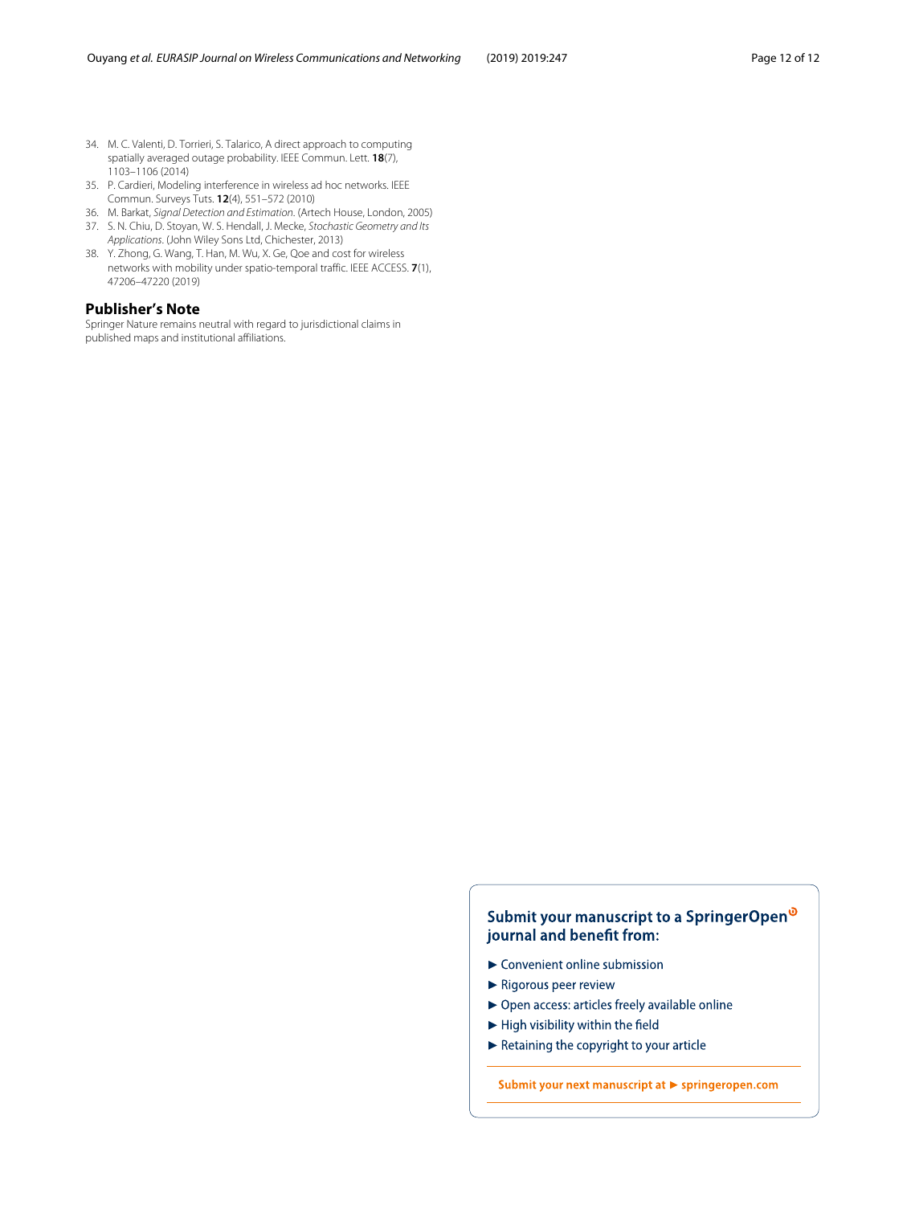34. M. C. Valenti, D. Torrieri, S. Talarico, A direct approach to computing spatially averaged outage probability. IEEE Commun. Lett. **18**(7), 1103–1106 (2014)
35. P. Cardieri, Modeling interference in wireless ad hoc networks. IEEE Commun. Surveys Tuts. **12**(4), 551–572 (2010)
36. M. Barkat, *Signal Detection and Estimation*. (Artech House, London, 2005)
37. S. N. Chiu, D. Stoyan, W. S. Hendall, J. Mecke, *Stochastic Geometry and Its Applications*. (John Wiley Sons Ltd, Chichester, 2013)
38. Y. Zhong, G. Wang, T. Han, M. Wu, X. Ge, Qoe and cost for wireless networks with mobility under spatio-temporal traffic. IEEE ACCESS. **7**(1), 47206–47220 (2019)

## Publisher's Note

Springer Nature remains neutral with regard to jurisdictional claims in published maps and institutional affiliations.

**Submit your manuscript to a SpringerOpen journal and benefit from:**

- ► Convenient online submission
- ► Rigorous peer review
- ► Open access: articles freely available online
- ► High visibility within the field
- ► Retaining the copyright to your article

**Submit your next manuscript at ► springeropen.com**